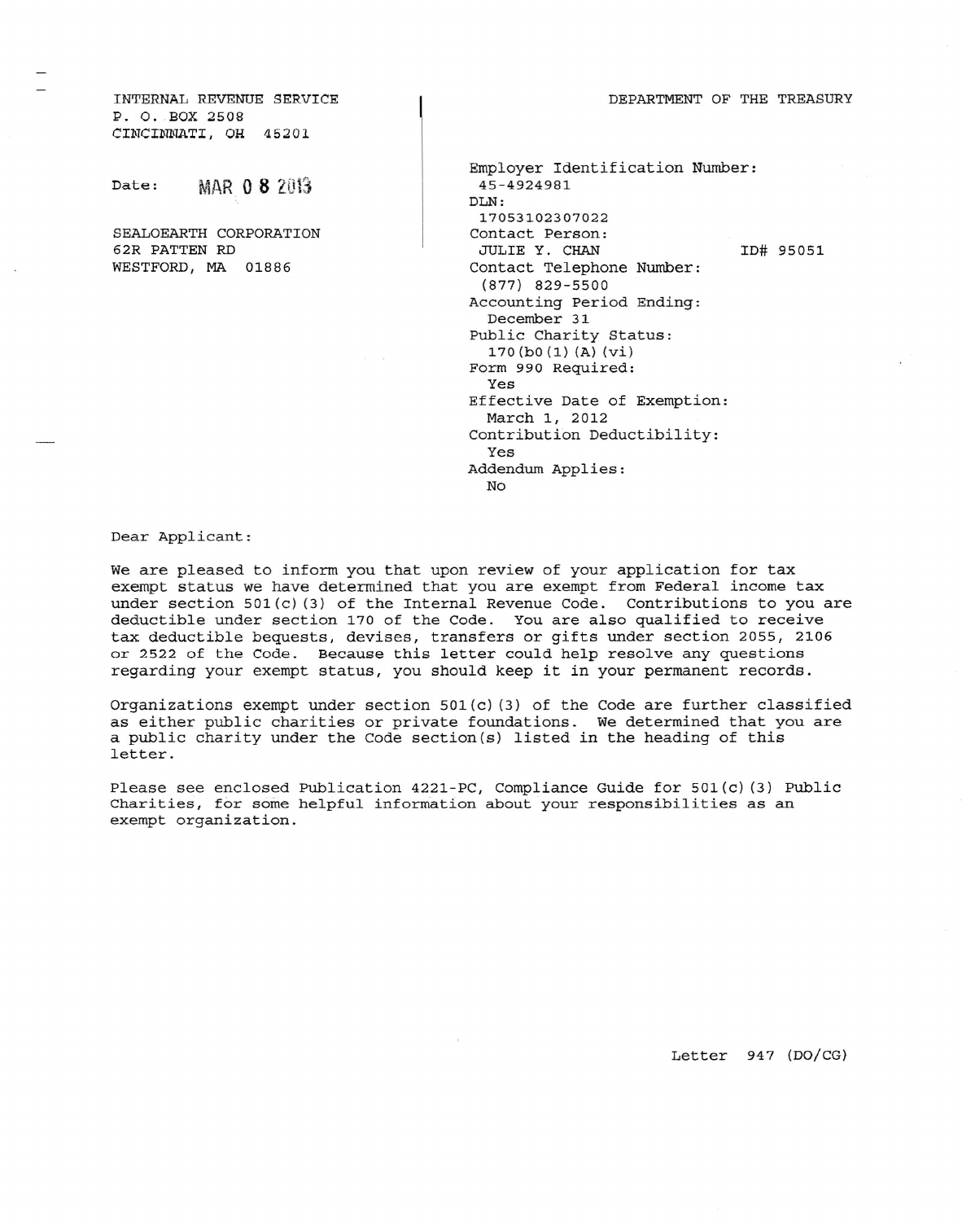INTERNAL REVENUE SERVICE
P. O. BOX 2508
CINCINNATI, OH 45201

DEPARTMENT OF THE TREASURY

Date: MAR 0 8 2013

SEALOEARTH CORPORATION
62R PATTEN RD
WESTFORD, MA 01886

Employer Identification Number:
45-4924981
DLN:
17053102307022
Contact Person:
JULIE Y. CHAN ID# 95051
Contact Telephone Number:
(877) 829-5500
Accounting Period Ending:
December 31
Public Charity Status:
170(b0(1)(A)(vi)
Form 990 Required:
Yes
Effective Date of Exemption:
March 1, 2012
Contribution Deductibility:
Yes
Addendum Applies:
No

Dear Applicant:

We are pleased to inform you that upon review of your application for tax exempt status we have determined that you are exempt from Federal income tax under section 501(c)(3) of the Internal Revenue Code. Contributions to you are deductible under section 170 of the Code. You are also qualified to receive tax deductible bequests, devises, transfers or gifts under section 2055, 2106 or 2522 of the Code. Because this letter could help resolve any questions regarding your exempt status, you should keep it in your permanent records.

Organizations exempt under section 501(c)(3) of the Code are further classified as either public charities or private foundations. We determined that you are a public charity under the Code section(s) listed in the heading of this letter.

Please see enclosed Publication 4221-PC, Compliance Guide for 501(c)(3) Public Charities, for some helpful information about your responsibilities as an exempt organization.

Letter 947 (DO/CG)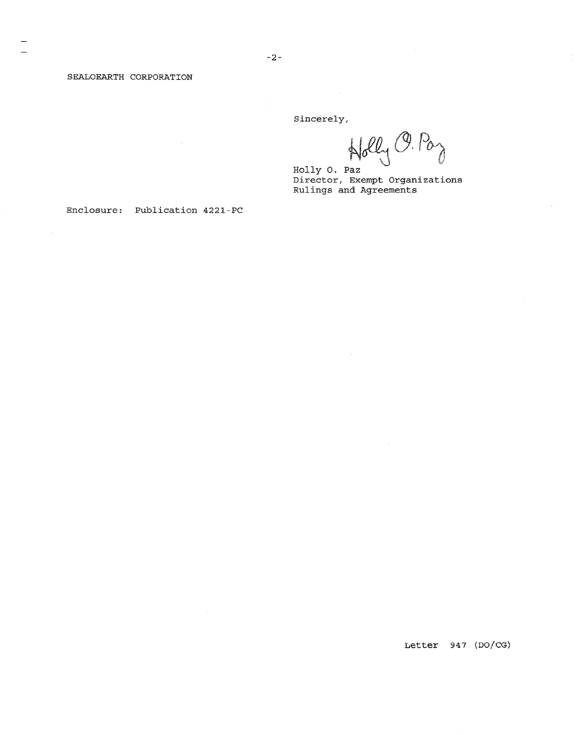SEALOEARTH CORPORATION

Sincerely,

Holly O. Paz
Director, Exempt Organizations
Rulings and Agreements

Enclosure: Publication 4221-PC

Letter 947 (DO/CG)